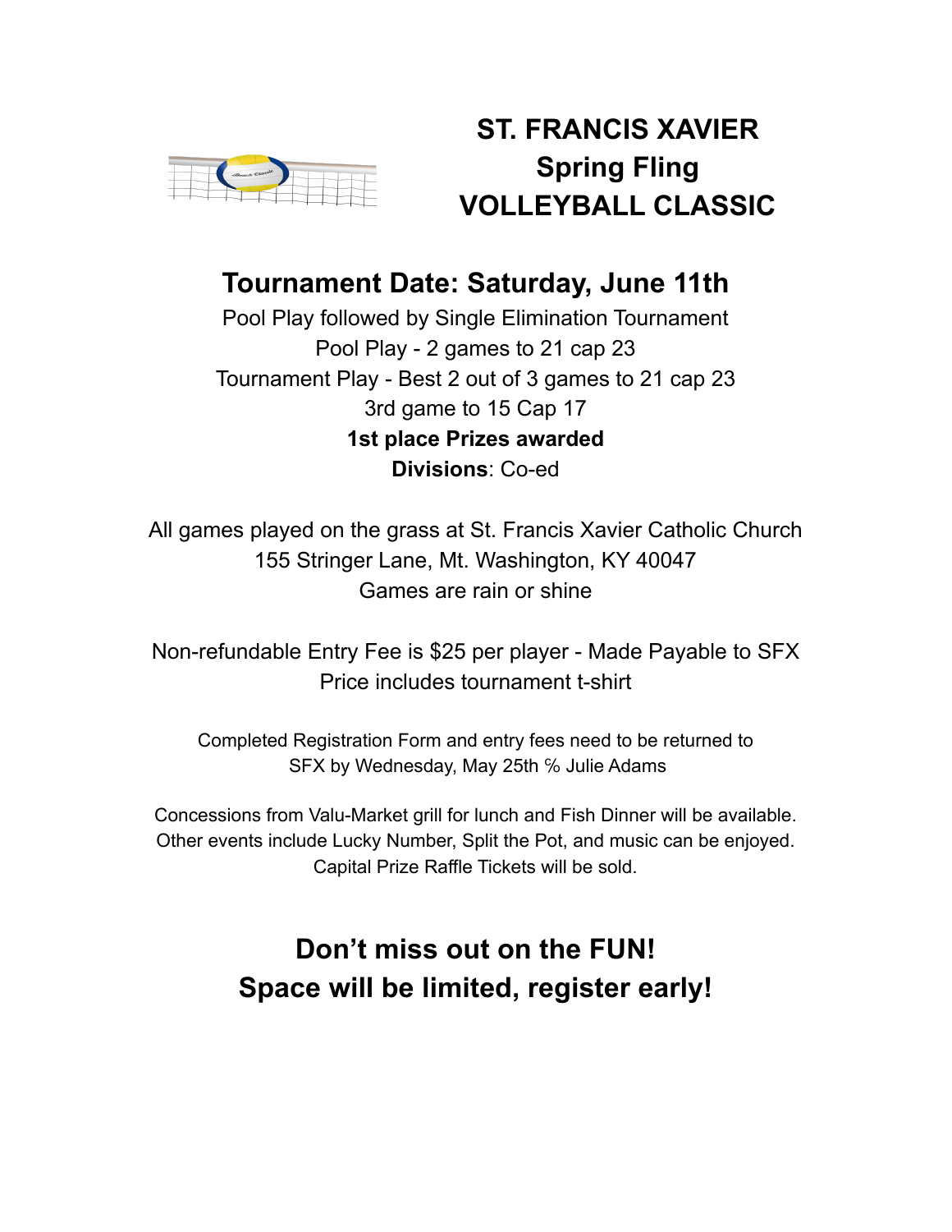# ST. FRANCIS XAVIER
# Spring Fling
# VOLLEYBALL CLASSIC

## Tournament Date: Saturday, June 11th

Pool Play followed by Single Elimination Tournament
Pool Play - 2 games to 21 cap 23
Tournament Play - Best 2 out of 3 games to 21 cap 23
3rd game to 15 Cap 17
**1st place Prizes awarded**
**Divisions**: Co-ed

All games played on the grass at St. Francis Xavier Catholic Church
155 Stringer Lane, Mt. Washington, KY 40047
Games are rain or shine

Non-refundable Entry Fee is $25 per player - Made Payable to SFX
Price includes tournament t-shirt

Completed Registration Form and entry fees need to be returned to SFX by Wednesday, May 25th ℅ Julie Adams

Concessions from Valu-Market grill for lunch and Fish Dinner will be available.
Other events include Lucky Number, Split the Pot, and music can be enjoyed.
Capital Prize Raffle Tickets will be sold.

## Don't miss out on the FUN!
## Space will be limited, register early!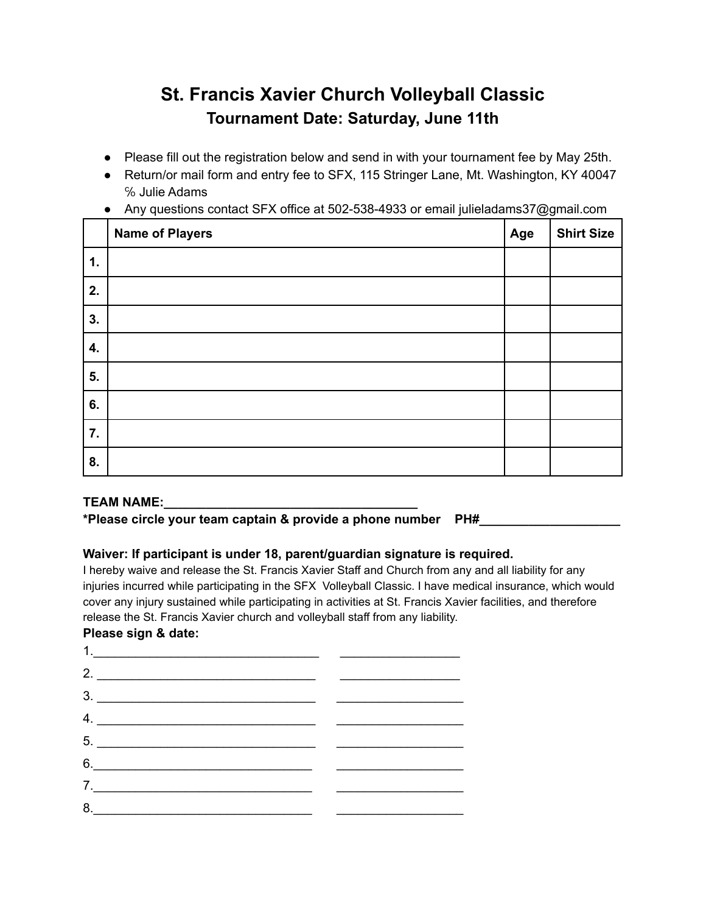# St. Francis Xavier Church Volleyball Classic

## Tournament Date: Saturday, June 11th

- Please fill out the registration below and send in with your tournament fee by May 25th.
- Return/or mail form and entry fee to SFX, 115 Stringer Lane, Mt. Washington, KY 40047 ℅ Julie Adams
- Any questions contact SFX office at 502-538-4933 or email julieladams37@gmail.com

| | Name of Players | Age | Shirt Size |
|---|---|---|---|
| 1. | | | |
| 2. | | | |
| 3. | | | |
| 4. | | | |
| 5. | | | |
| 6. | | | |
| 7. | | | |
| 8. | | | |

**TEAM NAME:_____________________________________**

**\*Please circle your team captain & provide a phone number PH#____________________**

**Waiver: If participant is under 18, parent/guardian signature is required.**

I hereby waive and release the St. Francis Xavier Staff and Church from any and all liability for any injuries incurred while participating in the SFX Volleyball Classic. I have medical insurance, which would cover any injury sustained while participating in activities at St. Francis Xavier facilities, and therefore release the St. Francis Xavier church and volleyball staff from any liability.

**Please sign & date:**

1.________________________________ __________________

2.________________________________ __________________

3.________________________________ __________________

4.________________________________ __________________

5.________________________________ __________________

6.________________________________ __________________

7.________________________________ __________________

8.________________________________ __________________